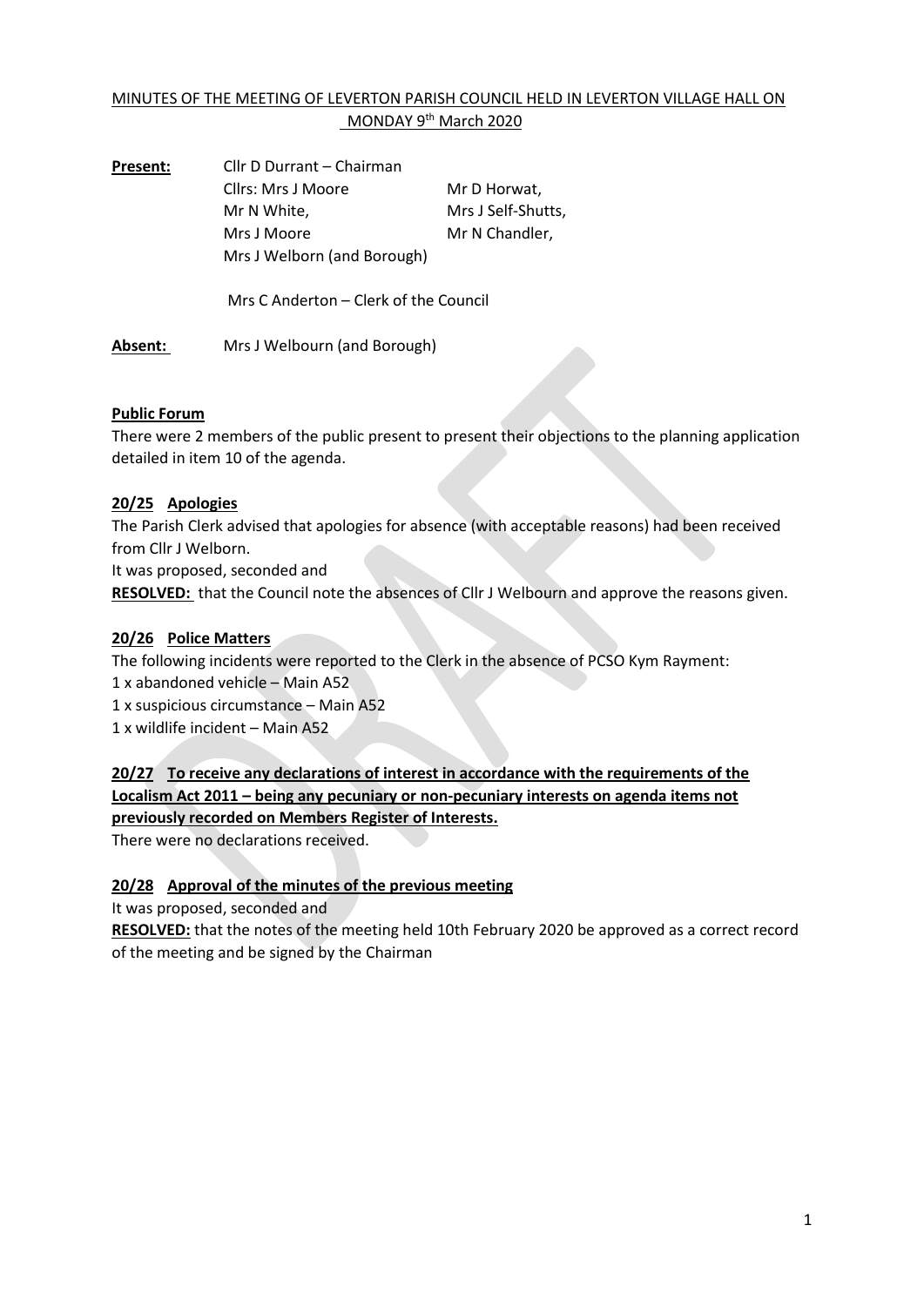MINUTES OF THE MEETING OF LEVERTON PARISH COUNCIL HELD IN LEVERTON VILLAGE HALL ON MONDAY 9th March 2020

**Present:** Cllr D Durrant – Chairman
Cllrs: Mrs J Moore, Mr D Horwat,
Mr N White, Mrs J Self-Shutts,
Mrs J Moore, Mr N Chandler,
Mrs J Welborn (and Borough)

Mrs C Anderton – Clerk of the Council

**Absent:** Mrs J Welbourn (and Borough)

**Public Forum**

There were 2 members of the public present to present their objections to the planning application detailed in item 10 of the agenda.

**20/25 Apologies**

The Parish Clerk advised that apologies for absence (with acceptable reasons) had been received from Cllr J Welborn.

It was proposed, seconded and

**RESOLVED:** that the Council note the absences of Cllr J Welbourn and approve the reasons given.

**20/26 Police Matters**

The following incidents were reported to the Clerk in the absence of PCSO Kym Rayment:

1 x abandoned vehicle – Main A52

1 x suspicious circumstance – Main A52

1 x wildlife incident – Main A52

**20/27 To receive any declarations of interest in accordance with the requirements of the Localism Act 2011 – being any pecuniary or non-pecuniary interests on agenda items not previously recorded on Members Register of Interests.**

There were no declarations received.

**20/28 Approval of the minutes of the previous meeting**

It was proposed, seconded and

**RESOLVED:** that the notes of the meeting held 10th February 2020 be approved as a correct record of the meeting and be signed by the Chairman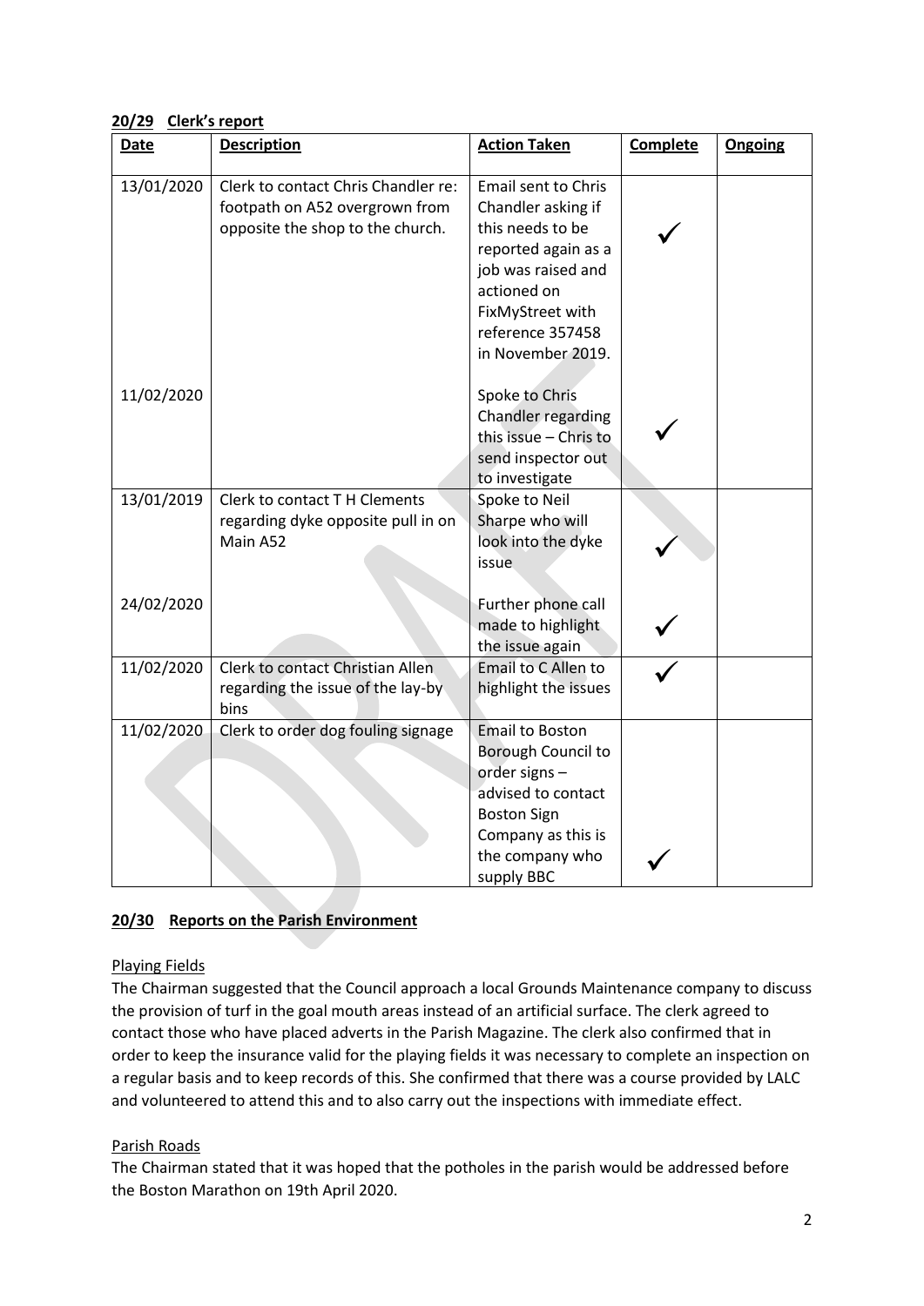**20/29 Clerk's report**

| Date | Description | Action Taken | Complete | Ongoing |
|---|---|---|---|---|
| 13/01/2020 | Clerk to contact Chris Chandler re: footpath on A52 overgrown from opposite the shop to the church. | Email sent to Chris Chandler asking if this needs to be reported again as a job was raised and actioned on FixMyStreet with reference 357458 in November 2019. | ✓ | |
| 11/02/2020 | | Spoke to Chris Chandler regarding this issue – Chris to send inspector out to investigate | ✓ | |
| 13/01/2019 | Clerk to contact T H Clements regarding dyke opposite pull in on Main A52 | Spoke to Neil Sharpe who will look into the dyke issue | ✓ | |
| 24/02/2020 | | Further phone call made to highlight the issue again | ✓ | |
| 11/02/2020 | Clerk to contact Christian Allen regarding the issue of the lay-by bins | Email to C Allen to highlight the issues | ✓ | |
| 11/02/2020 | Clerk to order dog fouling signage | Email to Boston Borough Council to order signs – advised to contact Boston Sign Company as this is the company who supply BBC | ✓ | |

**20/30 Reports on the Parish Environment**

Playing Fields

The Chairman suggested that the Council approach a local Grounds Maintenance company to discuss the provision of turf in the goal mouth areas instead of an artificial surface. The clerk agreed to contact those who have placed adverts in the Parish Magazine. The clerk also confirmed that in order to keep the insurance valid for the playing fields it was necessary to complete an inspection on a regular basis and to keep records of this. She confirmed that there was a course provided by LALC and volunteered to attend this and to also carry out the inspections with immediate effect.

Parish Roads

The Chairman stated that it was hoped that the potholes in the parish would be addressed before the Boston Marathon on 19th April 2020.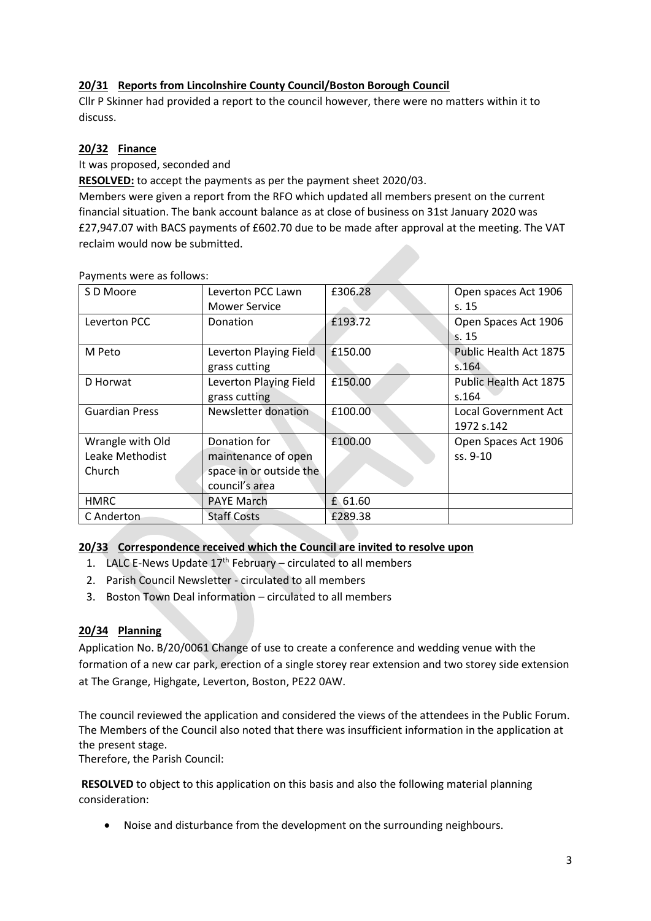**20/31 Reports from Lincolnshire County Council/Boston Borough Council**

Cllr P Skinner had provided a report to the council however, there were no matters within it to discuss.

**20/32 Finance**

It was proposed, seconded and

**RESOLVED:** to accept the payments as per the payment sheet 2020/03.

Members were given a report from the RFO which updated all members present on the current financial situation. The bank account balance as at close of business on 31st January 2020 was £27,947.07 with BACS payments of £602.70 due to be made after approval at the meeting. The VAT reclaim would now be submitted.

Payments were as follows:

| S D Moore | Leverton PCC Lawn Mower Service | £306.28 | Open spaces Act 1906 s. 15 |
|---|---|---|---|
| Leverton PCC | Donation | £193.72 | Open Spaces Act 1906 s. 15 |
| M Peto | Leverton Playing Field grass cutting | £150.00 | Public Health Act 1875 s.164 |
| D Horwat | Leverton Playing Field grass cutting | £150.00 | Public Health Act 1875 s.164 |
| Guardian Press | Newsletter donation | £100.00 | Local Government Act 1972 s.142 |
| Wrangle with Old Leake Methodist Church | Donation for maintenance of open space in or outside the council's area | £100.00 | Open Spaces Act 1906 ss. 9-10 |
| HMRC | PAYE March | £ 61.60 | |
| C Anderton | Staff Costs | £289.38 | |

**20/33 Correspondence received which the Council are invited to resolve upon**

1. LALC E-News Update 17th February – circulated to all members
2. Parish Council Newsletter - circulated to all members
3. Boston Town Deal information – circulated to all members

**20/34 Planning**

Application No. B/20/0061 Change of use to create a conference and wedding venue with the formation of a new car park, erection of a single storey rear extension and two storey side extension at The Grange, Highgate, Leverton, Boston, PE22 0AW.

The council reviewed the application and considered the views of the attendees in the Public Forum. The Members of the Council also noted that there was insufficient information in the application at the present stage.

Therefore, the Parish Council:

**RESOLVED** to object to this application on this basis and also the following material planning consideration:

- Noise and disturbance from the development on the surrounding neighbours.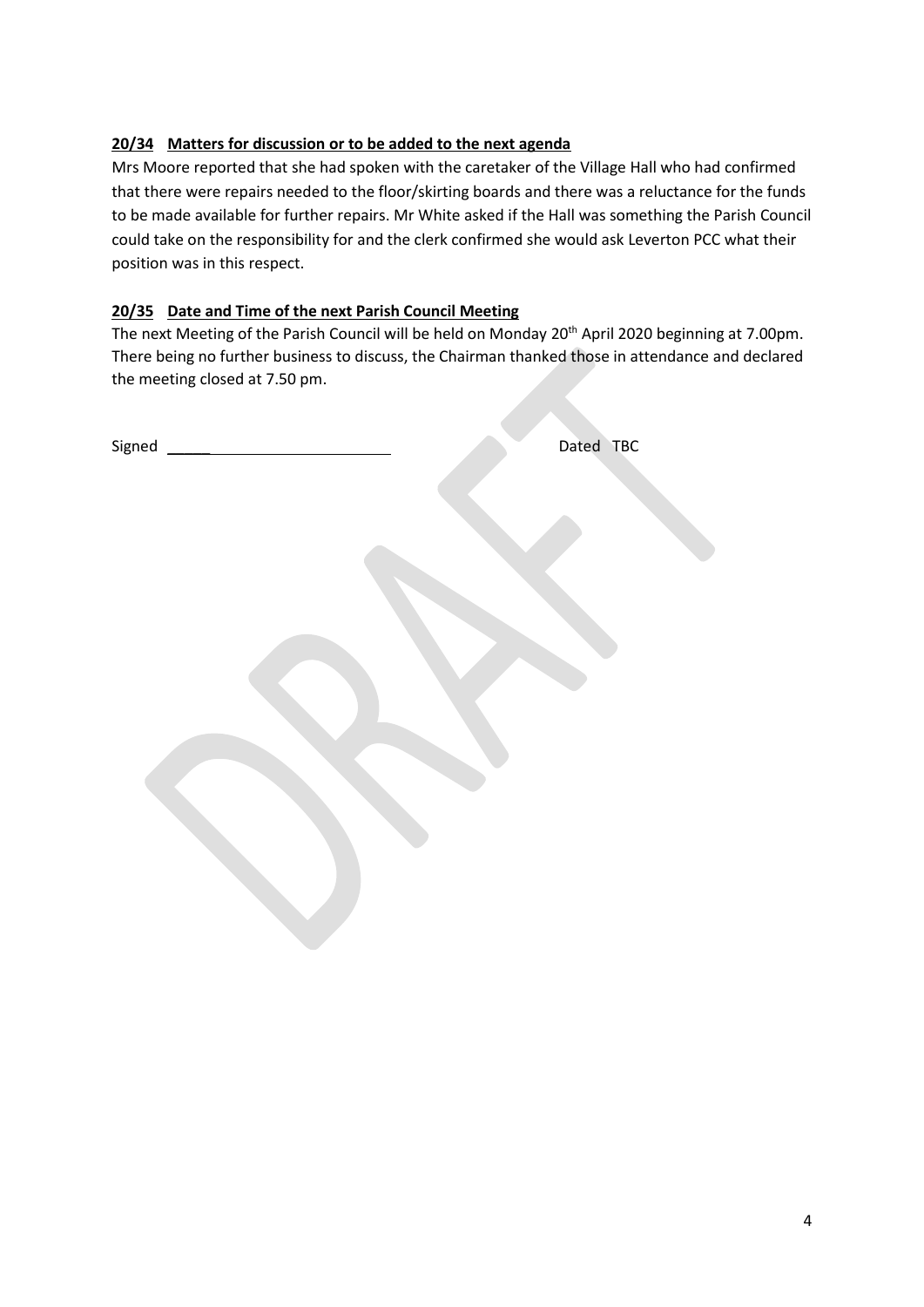### 20/34 Matters for discussion or to be added to the next agenda

Mrs Moore reported that she had spoken with the caretaker of the Village Hall who had confirmed that there were repairs needed to the floor/skirting boards and there was a reluctance for the funds to be made available for further repairs. Mr White asked if the Hall was something the Parish Council could take on the responsibility for and the clerk confirmed she would ask Leverton PCC what their position was in this respect.

### 20/35 Date and Time of the next Parish Council Meeting

The next Meeting of the Parish Council will be held on Monday 20th April 2020 beginning at 7.00pm. There being no further business to discuss, the Chairman thanked those in attendance and declared the meeting closed at 7.50 pm.

Signed ___________________________ Dated TBC

DRAFT